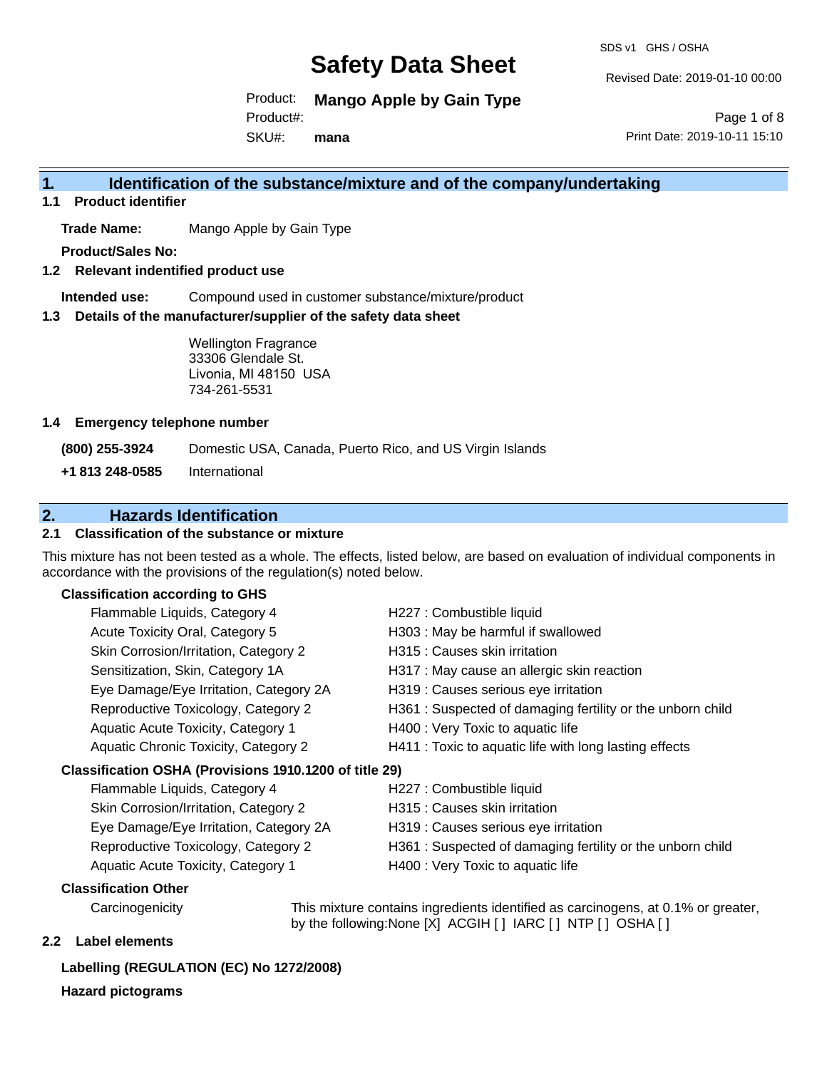# Safety Data Sheet

Product: **Mango Apple by Gain Type**
Product#:
SKU#: **mana**

SDS v1 GHS / OSHA
Revised Date: 2019-01-10 00:00
Print Date: 2019-10-11 15:10

## 1. Identification of the substance/mixture and of the company/undertaking

### 1.1 Product identifier

**Trade Name:** Mango Apple by Gain Type

**Product/Sales No:**

### 1.2 Relevant identified product use

**Intended use:** Compound used in customer substance/mixture/product

### 1.3 Details of the manufacturer/supplier of the safety data sheet

Wellington Fragrance
33306 Glendale St.
Livonia, MI 48150 USA
734-261-5531

### 1.4 Emergency telephone number

| | |
|---|---|
| **(800) 255-3924** | Domestic USA, Canada, Puerto Rico, and US Virgin Islands |
| **+1 813 248-0585** | International |

## 2. Hazards Identification

### 2.1 Classification of the substance or mixture

This mixture has not been tested as a whole. The effects, listed below, are based on evaluation of individual components in accordance with the provisions of the regulation(s) noted below.

**Classification according to GHS**

| | |
|---|---|
| Flammable Liquids, Category 4 | H227 : Combustible liquid |
| Acute Toxicity Oral, Category 5 | H303 : May be harmful if swallowed |
| Skin Corrosion/Irritation, Category 2 | H315 : Causes skin irritation |
| Sensitization, Skin, Category 1A | H317 : May cause an allergic skin reaction |
| Eye Damage/Eye Irritation, Category 2A | H319 : Causes serious eye irritation |
| Reproductive Toxicology, Category 2 | H361 : Suspected of damaging fertility or the unborn child |
| Aquatic Acute Toxicity, Category 1 | H400 : Very Toxic to aquatic life |
| Aquatic Chronic Toxicity, Category 2 | H411 : Toxic to aquatic life with long lasting effects |

**Classification OSHA (Provisions 1910.1200 of title 29)**

| | |
|---|---|
| Flammable Liquids, Category 4 | H227 : Combustible liquid |
| Skin Corrosion/Irritation, Category 2 | H315 : Causes skin irritation |
| Eye Damage/Eye Irritation, Category 2A | H319 : Causes serious eye irritation |
| Reproductive Toxicology, Category 2 | H361 : Suspected of damaging fertility or the unborn child |
| Aquatic Acute Toxicity, Category 1 | H400 : Very Toxic to aquatic life |

**Classification Other**

| | |
|---|---|
| Carcinogenicity | This mixture contains ingredients identified as carcinogens, at 0.1% or greater, by the following:None [X] ACGIH [ ] IARC [ ] NTP [ ] OSHA [ ] |

### 2.2 Label elements

**Labelling (REGULATION (EC) No 1272/2008)**

**Hazard pictograms**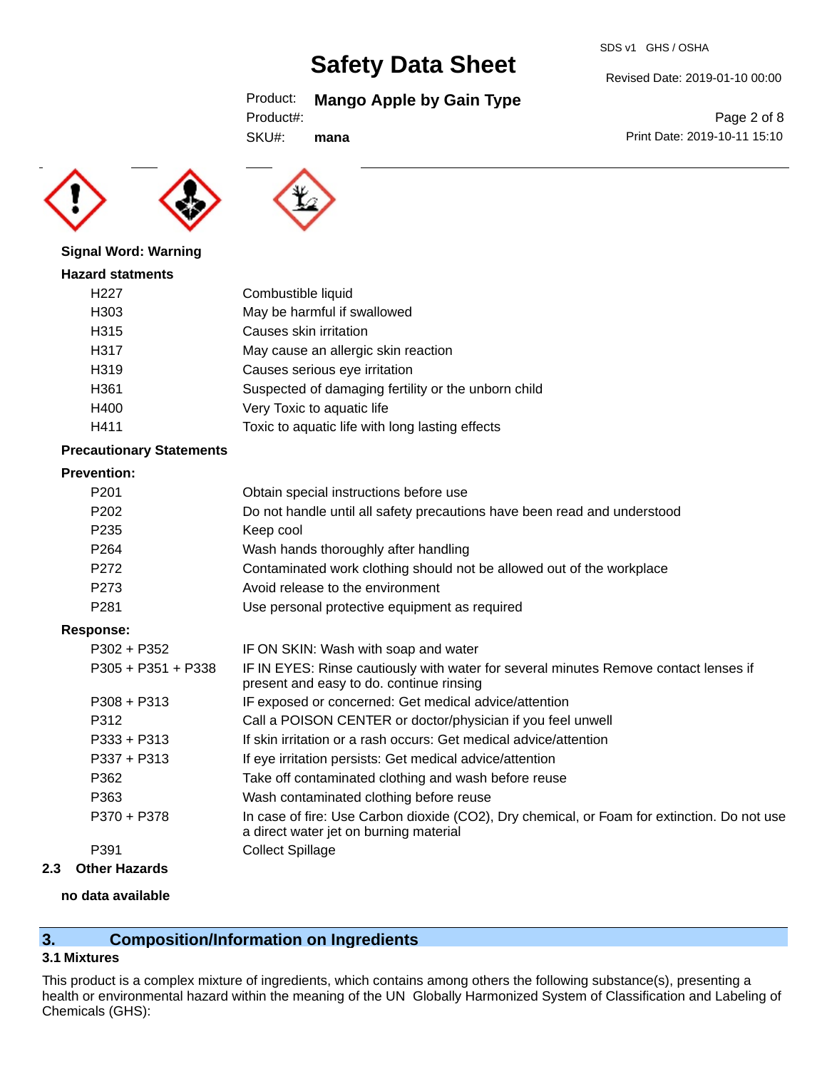**Signal Word: Warning**

**Hazard statments**

| | |
|---|---|
| H227 | Combustible liquid |
| H303 | May be harmful if swallowed |
| H315 | Causes skin irritation |
| H317 | May cause an allergic skin reaction |
| H319 | Causes serious eye irritation |
| H361 | Suspected of damaging fertility or the unborn child |
| H400 | Very Toxic to aquatic life |
| H411 | Toxic to aquatic life with long lasting effects |

**Precautionary Statements**

**Prevention:**

| | |
|---|---|
| P201 | Obtain special instructions before use |
| P202 | Do not handle until all safety precautions have been read and understood |
| P235 | Keep cool |
| P264 | Wash hands thoroughly after handling |
| P272 | Contaminated work clothing should not be allowed out of the workplace |
| P273 | Avoid release to the environment |
| P281 | Use personal protective equipment as required |

**Response:**

| | |
|---|---|
| P302 + P352 | IF ON SKIN: Wash with soap and water |
| P305 + P351 + P338 | IF IN EYES: Rinse cautiously with water for several minutes Remove contact lenses if present and easy to do. continue rinsing |
| P308 + P313 | IF exposed or concerned: Get medical advice/attention |
| P312 | Call a POISON CENTER or doctor/physician if you feel unwell |
| P333 + P313 | If skin irritation or a rash occurs: Get medical advice/attention |
| P337 + P313 | If eye irritation persists: Get medical advice/attention |
| P362 | Take off contaminated clothing and wash before reuse |
| P363 | Wash contaminated clothing before reuse |
| P370 + P378 | In case of fire: Use Carbon dioxide ($CO_2$), Dry chemical, or Foam for extinction. Do not use a direct water jet on burning material |
| P391 | Collect Spillage |

### 2.3 Other Hazards

**no data available**

## 3. Composition/Information on Ingredients

### 3.1 Mixtures

This product is a complex mixture of ingredients, which contains among others the following substance(s), presenting a health or environmental hazard within the meaning of the UN Globally Harmonized System of Classification and Labeling of Chemicals (GHS):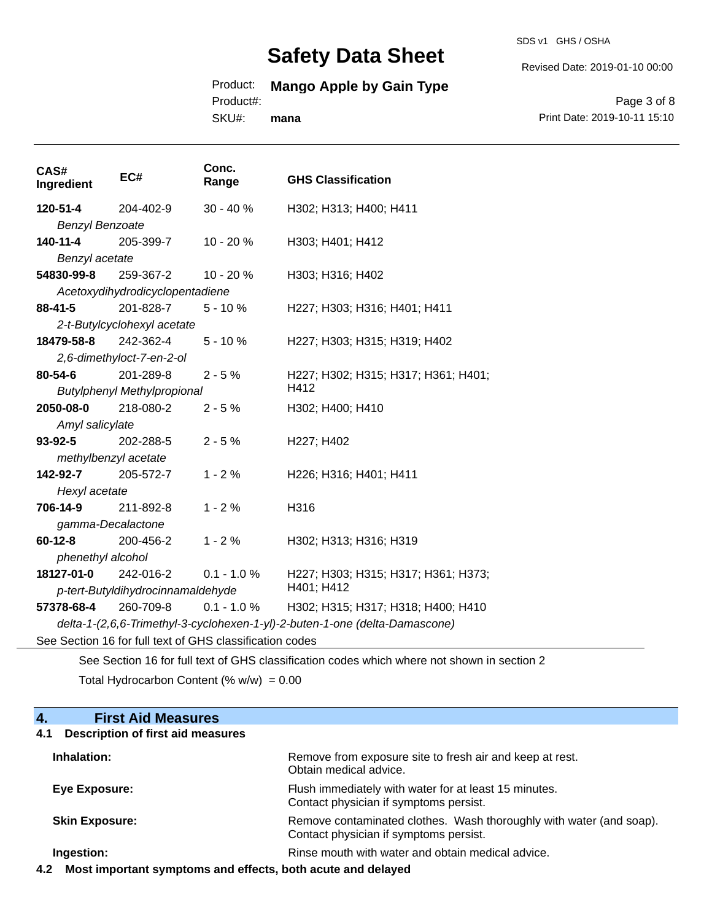| CAS# Ingredient | EC# | Conc. Range | GHS Classification |
|---|---|---|---|
| **120-51-4** *Benzyl Benzoate* | 204-402-9 | 30 - 40 % | H302; H313; H400; H411 |
| **140-11-4** *Benzyl acetate* | 205-399-7 | 10 - 20 % | H303; H401; H412 |
| **54830-99-8** *Acetoxydihydrodicyclopentadiene* | 259-367-2 | 10 - 20 % | H303; H316; H402 |
| **88-41-5** *2-t-Butylcyclohexyl acetate* | 201-828-7 | 5 - 10 % | H227; H303; H316; H401; H411 |
| **18479-58-8** *2,6-dimethyloct-7-en-2-ol* | 242-362-4 | 5 - 10 % | H227; H303; H315; H319; H402 |
| **80-54-6** *Butylphenyl Methylpropional* | 201-289-8 | 2 - 5 % | H227; H302; H315; H317; H361; H401; H412 |
| **2050-08-0** *Amyl salicylate* | 218-080-2 | 2 - 5 % | H302; H400; H410 |
| **93-92-5** *methylbenzyl acetate* | 202-288-5 | 2 - 5 % | H227; H402 |
| **142-92-7** *Hexyl acetate* | 205-572-7 | 1 - 2 % | H226; H316; H401; H411 |
| **706-14-9** *gamma-Decalactone* | 211-892-8 | 1 - 2 % | H316 |
| **60-12-8** *phenethyl alcohol* | 200-456-2 | 1 - 2 % | H302; H313; H316; H319 |
| **18127-01-0** *p-tert-Butyldihydrocinnamaldehyde* | 242-016-2 | 0.1 - 1.0 % | H227; H303; H315; H317; H361; H373; H401; H412 |
| **57378-68-4** *delta-1-(2,6,6-Trimethyl-3-cyclohexen-1-yl)-2-buten-1-one (delta-Damascone)* | 260-709-8 | 0.1 - 1.0 % | H302; H315; H317; H318; H400; H410 |

See Section 16 for full text of GHS classification codes

See Section 16 for full text of GHS classification codes which where not shown in section 2

Total Hydrocarbon Content (% w/w) = 0.00

## 4. First Aid Measures

### 4.1 Description of first aid measures

**Inhalation:** Remove from exposure site to fresh air and keep at rest. Obtain medical advice.

**Eye Exposure:** Flush immediately with water for at least 15 minutes. Contact physician if symptoms persist.

**Skin Exposure:** Remove contaminated clothes. Wash thoroughly with water (and soap). Contact physician if symptoms persist.

**Ingestion:** Rinse mouth with water and obtain medical advice.

### 4.2 Most important symptoms and effects, both acute and delayed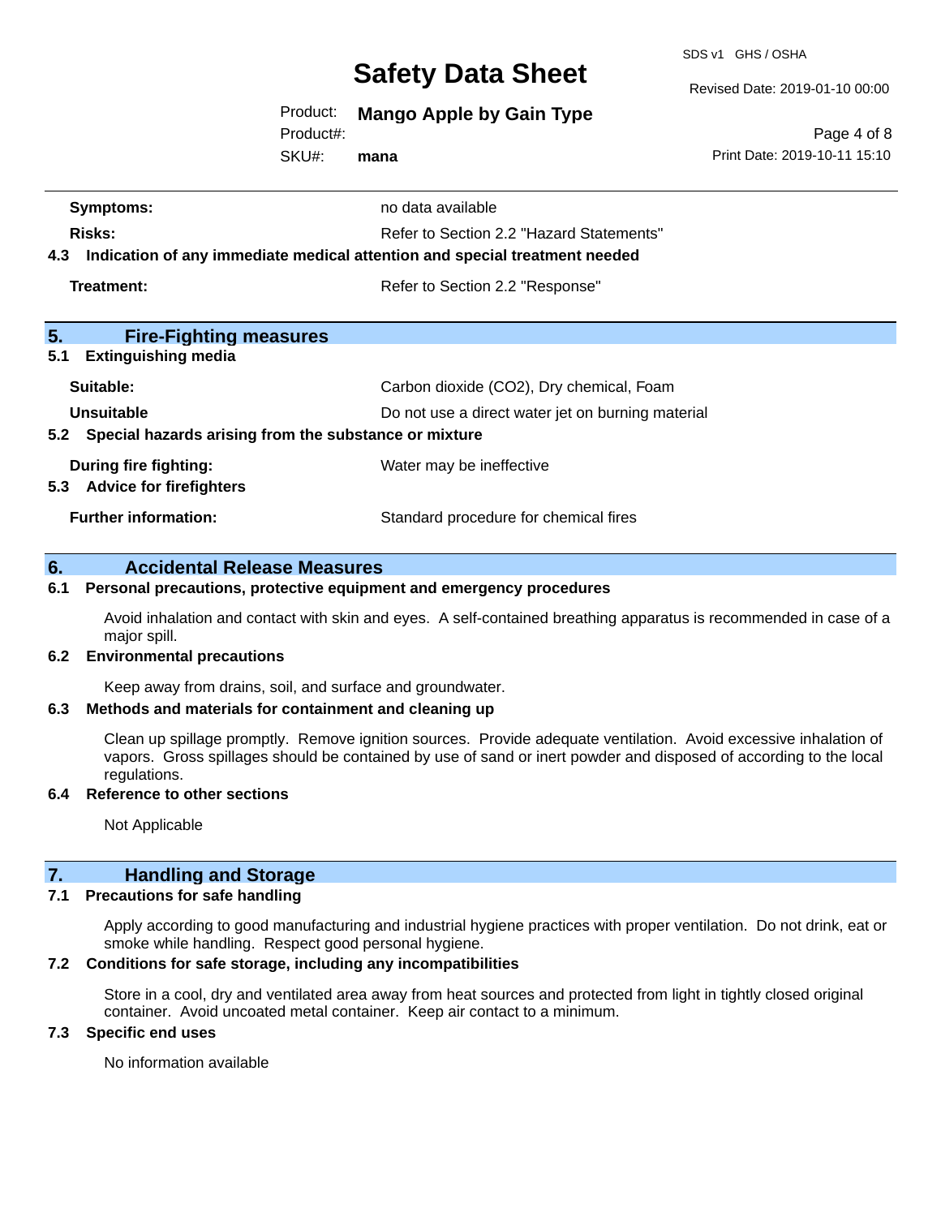| | |
|---|---|
| **Symptoms:** | no data available |
| **Risks:** | Refer to Section 2.2 "Hazard Statements" |

**4.3 Indication of any immediate medical attention and special treatment needed**

| | |
|---|---|
| **Treatment:** | Refer to Section 2.2 "Response" |

## 5. Fire-Fighting measures

### 5.1 Extinguishing media

| | |
|---|---|
| **Suitable:** | Carbon dioxide ($CO_2$), Dry chemical, Foam |
| **Unsuitable** | Do not use a direct water jet on burning material |

### 5.2 Special hazards arising from the substance or mixture

| | |
|---|---|
| **During fire fighting:** | Water may be ineffective |

### 5.3 Advice for firefighters

| | |
|---|---|
| **Further information:** | Standard procedure for chemical fires |

## 6. Accidental Release Measures

### 6.1 Personal precautions, protective equipment and emergency procedures

Avoid inhalation and contact with skin and eyes. A self-contained breathing apparatus is recommended in case of a major spill.

### 6.2 Environmental precautions

Keep away from drains, soil, and surface and groundwater.

### 6.3 Methods and materials for containment and cleaning up

Clean up spillage promptly. Remove ignition sources. Provide adequate ventilation. Avoid excessive inhalation of vapors. Gross spillages should be contained by use of sand or inert powder and disposed of according to the local regulations.

### 6.4 Reference to other sections

Not Applicable

## 7. Handling and Storage

### 7.1 Precautions for safe handling

Apply according to good manufacturing and industrial hygiene practices with proper ventilation. Do not drink, eat or smoke while handling. Respect good personal hygiene.

### 7.2 Conditions for safe storage, including any incompatibilities

Store in a cool, dry and ventilated area away from heat sources and protected from light in tightly closed original container. Avoid uncoated metal container. Keep air contact to a minimum.

### 7.3 Specific end uses

No information available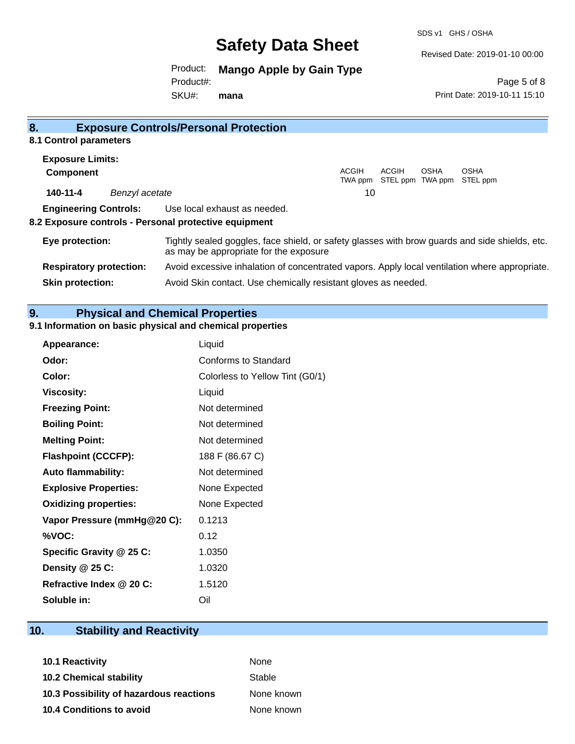## 8. Exposure Controls/Personal Protection

### 8.1 Control parameters

**Exposure Limits:**

| Component | | ACGIH TWA ppm | ACGIH STEL ppm | OSHA TWA ppm | OSHA STEL ppm |
|---|---|---|---|---|---|
| **140-11-4** | *Benzyl acetate* | 10 | | | |

**Engineering Controls:** Use local exhaust as needed.

### 8.2 Exposure controls - Personal protective equipment

**Eye protection:** Tightly sealed goggles, face shield, or safety glasses with brow guards and side shields, etc. as may be appropriate for the exposure

**Respiratory protection:** Avoid excessive inhalation of concentrated vapors. Apply local ventilation where appropriate.

**Skin protection:** Avoid Skin contact. Use chemically resistant gloves as needed.

## 9. Physical and Chemical Properties

### 9.1 Information on basic physical and chemical properties

| | |
|---|---|
| **Appearance:** | Liquid |
| **Odor:** | Conforms to Standard |
| **Color:** | Colorless to Yellow Tint (G0/1) |
| **Viscosity:** | Liquid |
| **Freezing Point:** | Not determined |
| **Boiling Point:** | Not determined |
| **Melting Point:** | Not determined |
| **Flashpoint (CCCFP):** | 188 F (86.67 C) |
| **Auto flammability:** | Not determined |
| **Explosive Properties:** | None Expected |
| **Oxidizing properties:** | None Expected |
| **Vapor Pressure (mmHg@20 C):** | 0.1213 |
| **%VOC:** | 0.12 |
| **Specific Gravity @ 25 C:** | 1.0350 |
| **Density @ 25 C:** | 1.0320 |
| **Refractive Index @ 20 C:** | 1.5120 |
| **Soluble in:** | Oil |

## 10. Stability and Reactivity

| | |
|---|---|
| **10.1 Reactivity** | None |
| **10.2 Chemical stability** | Stable |
| **10.3 Possibility of hazardous reactions** | None known |
| **10.4 Conditions to avoid** | None known |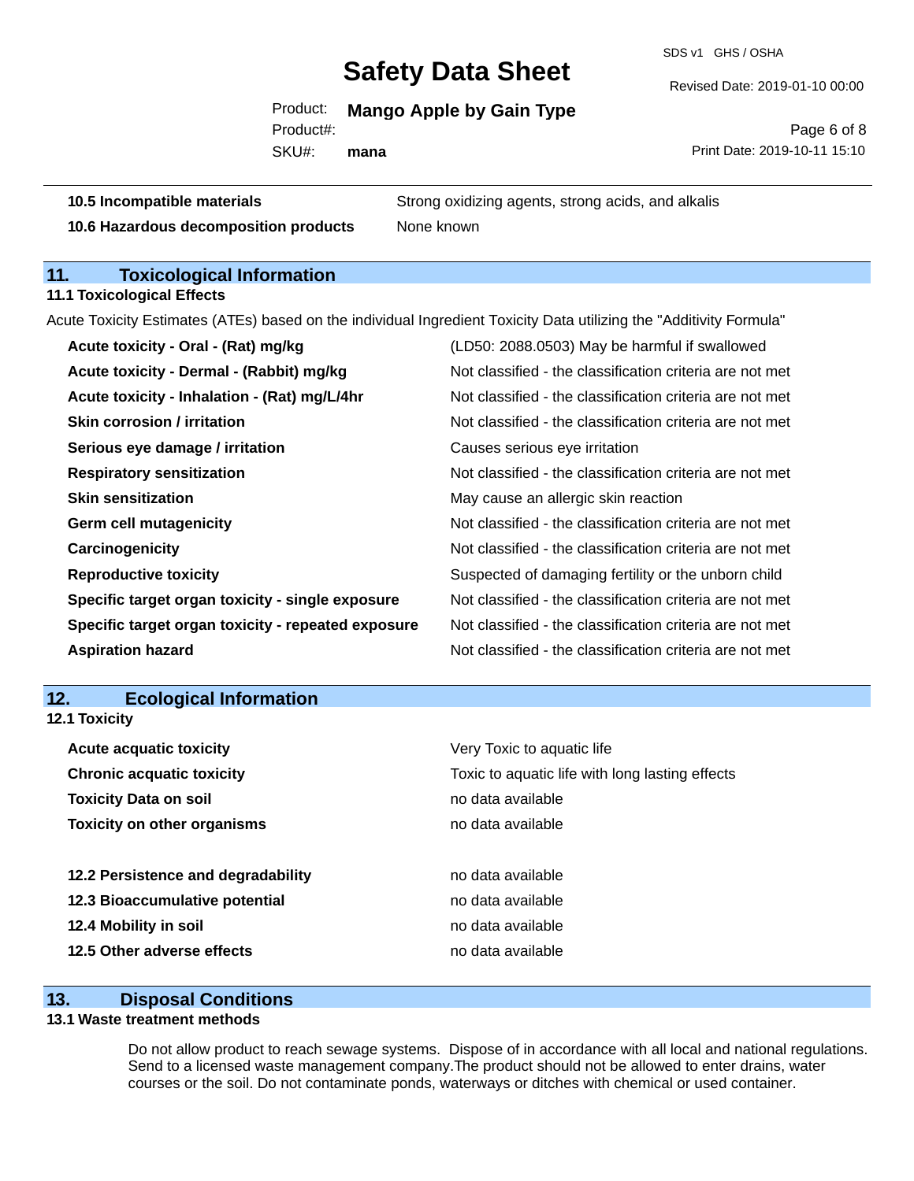| | |
|---|---|
| **10.5 Incompatible materials** | Strong oxidizing agents, strong acids, and alkalis |
| **10.6 Hazardous decomposition products** | None known |

## 11. Toxicological Information

### 11.1 Toxicological Effects

Acute Toxicity Estimates (ATEs) based on the individual Ingredient Toxicity Data utilizing the "Additivity Formula"

| | |
|---|---|
| **Acute toxicity - Oral - (Rat) mg/kg** | (LD50: 2088.0503) May be harmful if swallowed |
| **Acute toxicity - Dermal - (Rabbit) mg/kg** | Not classified - the classification criteria are not met |
| **Acute toxicity - Inhalation - (Rat) mg/L/4hr** | Not classified - the classification criteria are not met |
| **Skin corrosion / irritation** | Not classified - the classification criteria are not met |
| **Serious eye damage / irritation** | Causes serious eye irritation |
| **Respiratory sensitization** | Not classified - the classification criteria are not met |
| **Skin sensitization** | May cause an allergic skin reaction |
| **Germ cell mutagenicity** | Not classified - the classification criteria are not met |
| **Carcinogenicity** | Not classified - the classification criteria are not met |
| **Reproductive toxicity** | Suspected of damaging fertility or the unborn child |
| **Specific target organ toxicity - single exposure** | Not classified - the classification criteria are not met |
| **Specific target organ toxicity - repeated exposure** | Not classified - the classification criteria are not met |
| **Aspiration hazard** | Not classified - the classification criteria are not met |

## 12. Ecological Information

### 12.1 Toxicity

| | |
|---|---|
| **Acute acquatic toxicity** | Very Toxic to aquatic life |
| **Chronic acquatic toxicity** | Toxic to aquatic life with long lasting effects |
| **Toxicity Data on soil** | no data available |
| **Toxicity on other organisms** | no data available |

| | |
|---|---|
| **12.2 Persistence and degradability** | no data available |
| **12.3 Bioaccumulative potential** | no data available |
| **12.4 Mobility in soil** | no data available |
| **12.5 Other adverse effects** | no data available |

## 13. Disposal Conditions

### 13.1 Waste treatment methods

Do not allow product to reach sewage systems. Dispose of in accordance with all local and national regulations. Send to a licensed waste management company.The product should not be allowed to enter drains, water courses or the soil. Do not contaminate ponds, waterways or ditches with chemical or used container.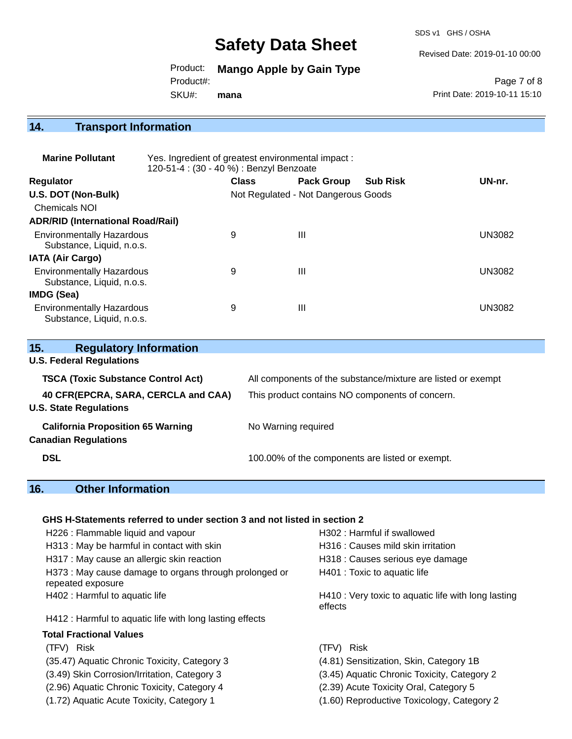## 14. Transport Information

**Marine Pollutant** Yes. Ingredient of greatest environmental impact : 120-51-4 : (30 - 40 %) : Benzyl Benzoate

| Regulator | Class | Pack Group | Sub Risk | UN-nr. |
|---|---|---|---|---|
| **U.S. DOT (Non-Bulk)** | Not Regulated - Not Dangerous Goods | | | |
| Chemicals NOI | | | | |
| **ADR/RID (International Road/Rail)** | | | | |
| Environmentally Hazardous Substance, Liquid, n.o.s. | 9 | III | | UN3082 |
| **IATA (Air Cargo)** | | | | |
| Environmentally Hazardous Substance, Liquid, n.o.s. | 9 | III | | UN3082 |
| **IMDG (Sea)** | | | | |
| Environmentally Hazardous Substance, Liquid, n.o.s. | 9 | III | | UN3082 |

## 15. Regulatory Information

**U.S. Federal Regulations**

| | |
|---|---|
| **TSCA (Toxic Substance Control Act)** | All components of the substance/mixture are listed or exempt |
| **40 CFR(EPCRA, SARA, CERCLA and CAA)** | This product contains NO components of concern. |

**U.S. State Regulations**

| | |
|---|---|
| **California Proposition 65 Warning** | No Warning required |

**Canadian Regulations**

| | |
|---|---|
| **DSL** | 100.00% of the components are listed or exempt. |

## 16. Other Information

**GHS H-Statements referred to under section 3 and not listed in section 2**

- H226 : Flammable liquid and vapour
- H302 : Harmful if swallowed
- H313 : May be harmful in contact with skin
- H316 : Causes mild skin irritation
- H317 : May cause an allergic skin reaction
- H318 : Causes serious eye damage
- H373 : May cause damage to organs through prolonged or repeated exposure
- H401 : Toxic to aquatic life
- H402 : Harmful to aquatic life
- H410 : Very toxic to aquatic life with long lasting effects
- H412 : Harmful to aquatic life with long lasting effects

**Total Fractional Values**

| (TFV) Risk | (TFV) Risk |
|---|---|
| (35.47) Aquatic Chronic Toxicity, Category 3 | (4.81) Sensitization, Skin, Category 1B |
| (3.49) Skin Corrosion/Irritation, Category 3 | (3.45) Aquatic Chronic Toxicity, Category 2 |
| (2.96) Aquatic Chronic Toxicity, Category 4 | (2.39) Acute Toxicity Oral, Category 5 |
| (1.72) Aquatic Acute Toxicity, Category 1 | (1.60) Reproductive Toxicology, Category 2 |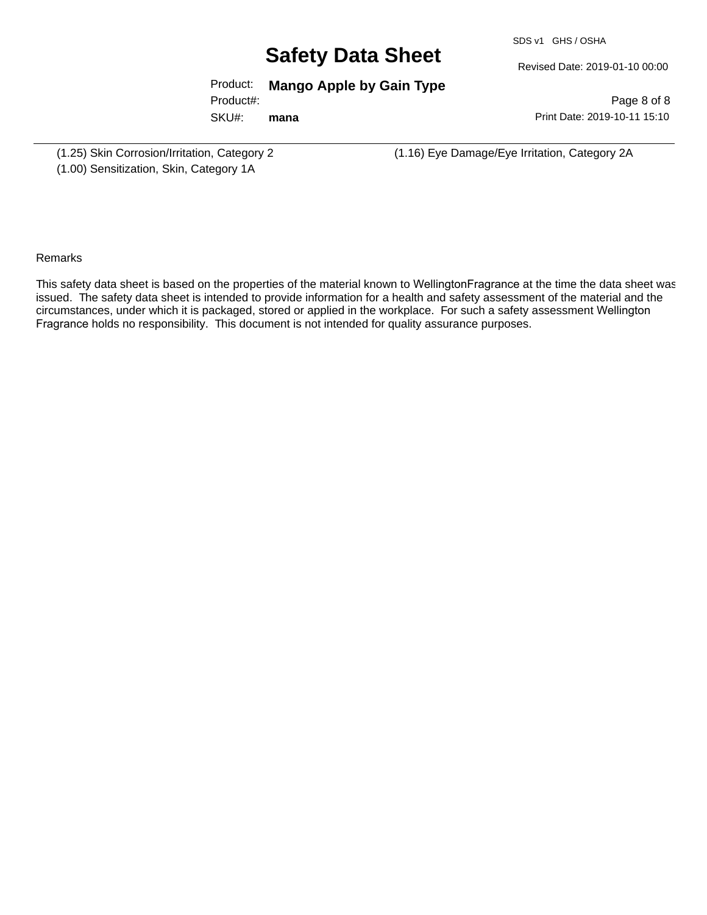(1.25) Skin Corrosion/Irritation, Category 2

(1.16) Eye Damage/Eye Irritation, Category 2A

(1.00) Sensitization, Skin, Category 1A

Remarks

This safety data sheet is based on the properties of the material known to WellingtonFragrance at the time the data sheet was issued. The safety data sheet is intended to provide information for a health and safety assessment of the material and the circumstances, under which it is packaged, stored or applied in the workplace. For such a safety assessment Wellington Fragrance holds no responsibility. This document is not intended for quality assurance purposes.